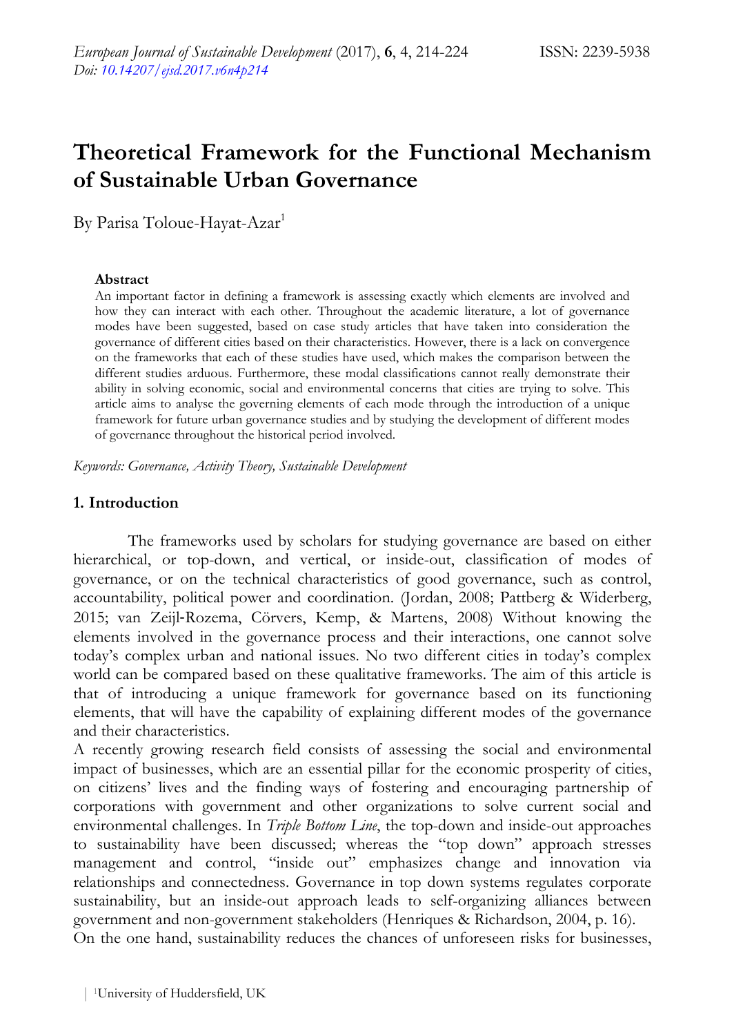# Theoretical Framework for the Functional Mechanism of Sustainable Urban Governance

By Parisa Toloue-Hayat-Azar[1]

### Abstract

An important factor in defining a framework is assessing exactly which elements are involved and how they can interact with each other. Throughout the academic literature, a lot of governance modes have been suggested, based on case study articles that have taken into consideration the governance of different cities based on their characteristics. However, there is a lack on convergence on the frameworks that each of these studies have used, which makes the comparison between the different studies arduous. Furthermore, these modal classifications cannot really demonstrate their ability in solving economic, social and environmental concerns that cities are trying to solve. This article aims to analyse the governing elements of each mode through the introduction of a unique framework for future urban governance studies and by studying the development of different modes of governance throughout the historical period involved.

*Keywords: Governance, Activity Theory, Sustainable Development*

## 1. Introduction

The frameworks used by scholars for studying governance are based on either hierarchical, or top-down, and vertical, or inside-out, classification of modes of governance, or on the technical characteristics of good governance, such as control, accountability, political power and coordination. (Jordan, 2008; Pattberg & Widerberg, 2015; van Zeijl-Rozema, Cörvers, Kemp, & Martens, 2008) Without knowing the elements involved in the governance process and their interactions, one cannot solve today's complex urban and national issues. No two different cities in today's complex world can be compared based on these qualitative frameworks. The aim of this article is that of introducing a unique framework for governance based on its functioning elements, that will have the capability of explaining different modes of the governance and their characteristics.

A recently growing research field consists of assessing the social and environmental impact of businesses, which are an essential pillar for the economic prosperity of cities, on citizens' lives and the finding ways of fostering and encouraging partnership of corporations with government and other organizations to solve current social and environmental challenges. In *Triple Bottom Line*, the top-down and inside-out approaches to sustainability have been discussed; whereas the "top down" approach stresses management and control, "inside out" emphasizes change and innovation via relationships and connectedness. Governance in top down systems regulates corporate sustainability, but an inside-out approach leads to self-organizing alliances between government and non-government stakeholders (Henriques & Richardson, 2004, p. 16).

On the one hand, sustainability reduces the chances of unforeseen risks for businesses,

[1]University of Huddersfield, UK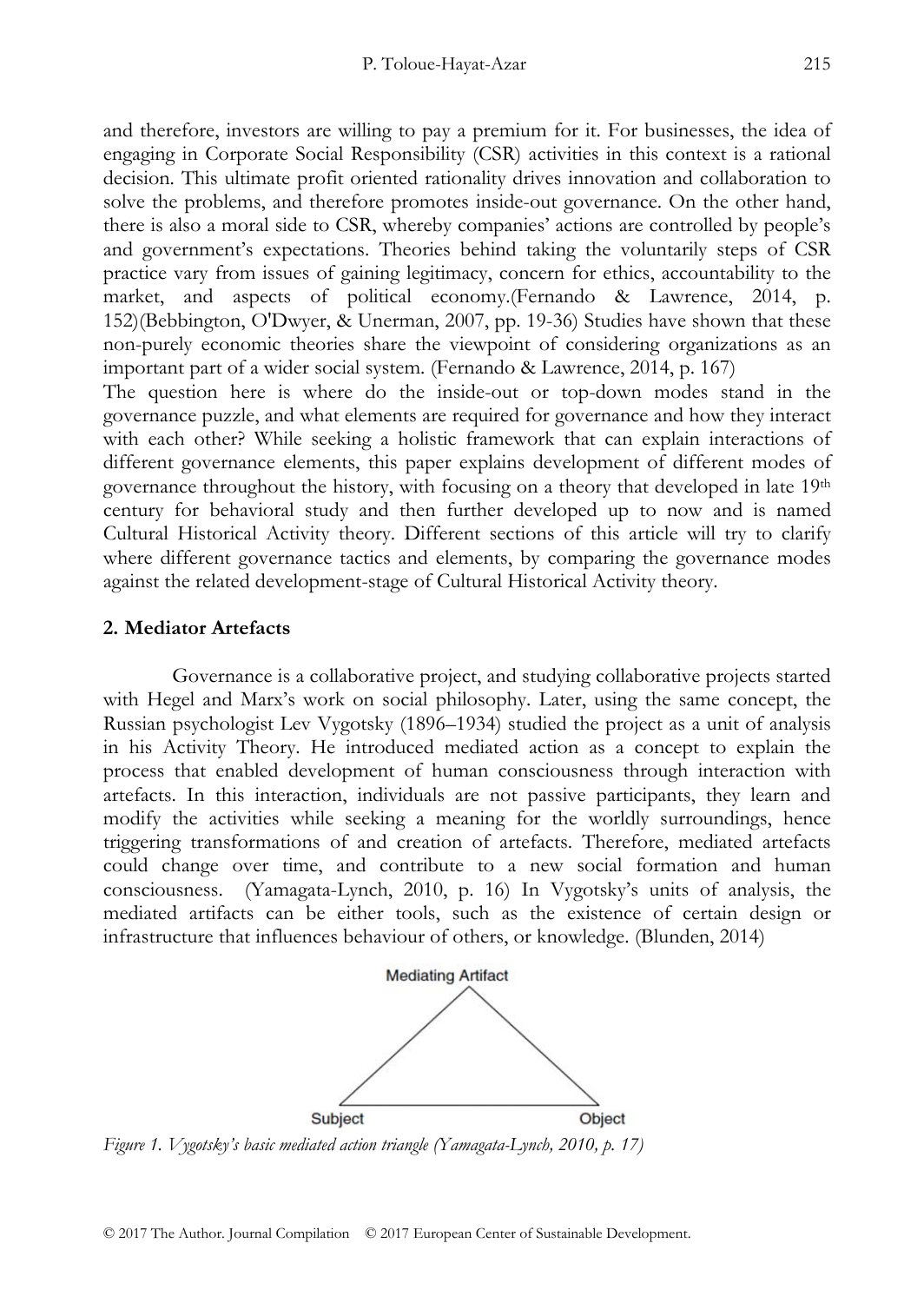and therefore, investors are willing to pay a premium for it. For businesses, the idea of engaging in Corporate Social Responsibility (CSR) activities in this context is a rational decision. This ultimate profit oriented rationality drives innovation and collaboration to solve the problems, and therefore promotes inside-out governance. On the other hand, there is also a moral side to CSR, whereby companies' actions are controlled by people's and government's expectations. Theories behind taking the voluntarily steps of CSR practice vary from issues of gaining legitimacy, concern for ethics, accountability to the market, and aspects of political economy.(Fernando & Lawrence, 2014, p. 152)(Bebbington, O'Dwyer, & Unerman, 2007, pp. 19-36) Studies have shown that these non-purely economic theories share the viewpoint of considering organizations as an important part of a wider social system. (Fernando & Lawrence, 2014, p. 167)

The question here is where do the inside-out or top-down modes stand in the governance puzzle, and what elements are required for governance and how they interact with each other? While seeking a holistic framework that can explain interactions of different governance elements, this paper explains development of different modes of governance throughout the history, with focusing on a theory that developed in late 19th century for behavioral study and then further developed up to now and is named Cultural Historical Activity theory. Different sections of this article will try to clarify where different governance tactics and elements, by comparing the governance modes against the related development-stage of Cultural Historical Activity theory.

## 2. Mediator Artefacts

Governance is a collaborative project, and studying collaborative projects started with Hegel and Marx's work on social philosophy. Later, using the same concept, the Russian psychologist Lev Vygotsky (1896–1934) studied the project as a unit of analysis in his Activity Theory. He introduced mediated action as a concept to explain the process that enabled development of human consciousness through interaction with artefacts. In this interaction, individuals are not passive participants, they learn and modify the activities while seeking a meaning for the worldly surroundings, hence triggering transformations of and creation of artefacts. Therefore, mediated artefacts could change over time, and contribute to a new social formation and human consciousness. (Yamagata-Lynch, 2010, p. 16) In Vygotsky's units of analysis, the mediated artifacts can be either tools, such as the existence of certain design or infrastructure that influences behaviour of others, or knowledge. (Blunden, 2014)

Mediating Artifact

Subject Object

*Figure 1. Vygotsky's basic mediated action triangle (Yamagata-Lynch, 2010, p. 17)*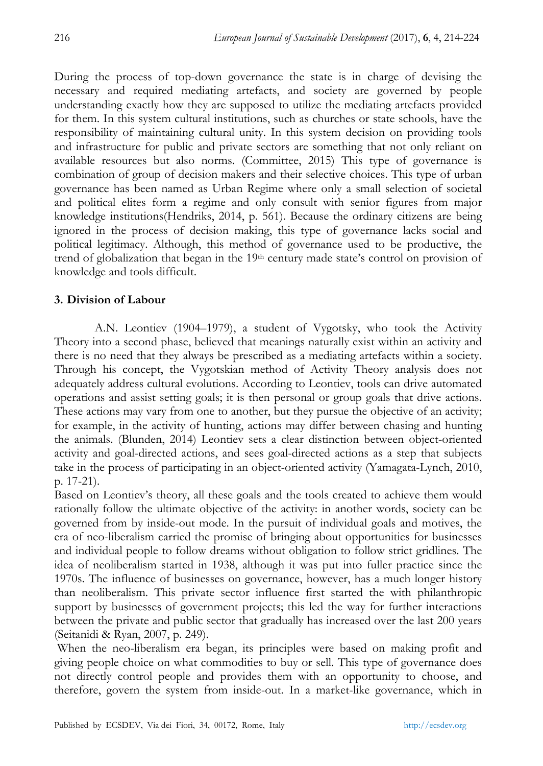During the process of top-down governance the state is in charge of devising the necessary and required mediating artefacts, and society are governed by people understanding exactly how they are supposed to utilize the mediating artefacts provided for them. In this system cultural institutions, such as churches or state schools, have the responsibility of maintaining cultural unity. In this system decision on providing tools and infrastructure for public and private sectors are something that not only reliant on available resources but also norms. (Committee, 2015) This type of governance is combination of group of decision makers and their selective choices. This type of urban governance has been named as Urban Regime where only a small selection of societal and political elites form a regime and only consult with senior figures from major knowledge institutions(Hendriks, 2014, p. 561). Because the ordinary citizens are being ignored in the process of decision making, this type of governance lacks social and political legitimacy. Although, this method of governance used to be productive, the trend of globalization that began in the 19th century made state's control on provision of knowledge and tools difficult.

## 3. Division of Labour

A.N. Leontiev (1904–1979), a student of Vygotsky, who took the Activity Theory into a second phase, believed that meanings naturally exist within an activity and there is no need that they always be prescribed as a mediating artefacts within a society. Through his concept, the Vygotskian method of Activity Theory analysis does not adequately address cultural evolutions. According to Leontiev, tools can drive automated operations and assist setting goals; it is then personal or group goals that drive actions. These actions may vary from one to another, but they pursue the objective of an activity; for example, in the activity of hunting, actions may differ between chasing and hunting the animals. (Blunden, 2014) Leontiev sets a clear distinction between object-oriented activity and goal-directed actions, and sees goal-directed actions as a step that subjects take in the process of participating in an object-oriented activity (Yamagata-Lynch, 2010, p. 17-21).

Based on Leontiev's theory, all these goals and the tools created to achieve them would rationally follow the ultimate objective of the activity: in another words, society can be governed from by inside-out mode. In the pursuit of individual goals and motives, the era of neo-liberalism carried the promise of bringing about opportunities for businesses and individual people to follow dreams without obligation to follow strict gridlines. The idea of neoliberalism started in 1938, although it was put into fuller practice since the 1970s. The influence of businesses on governance, however, has a much longer history than neoliberalism. This private sector influence first started the with philanthropic support by businesses of government projects; this led the way for further interactions between the private and public sector that gradually has increased over the last 200 years (Seitanidi & Ryan, 2007, p. 249).

When the neo-liberalism era began, its principles were based on making profit and giving people choice on what commodities to buy or sell. This type of governance does not directly control people and provides them with an opportunity to choose, and therefore, govern the system from inside-out. In a market-like governance, which in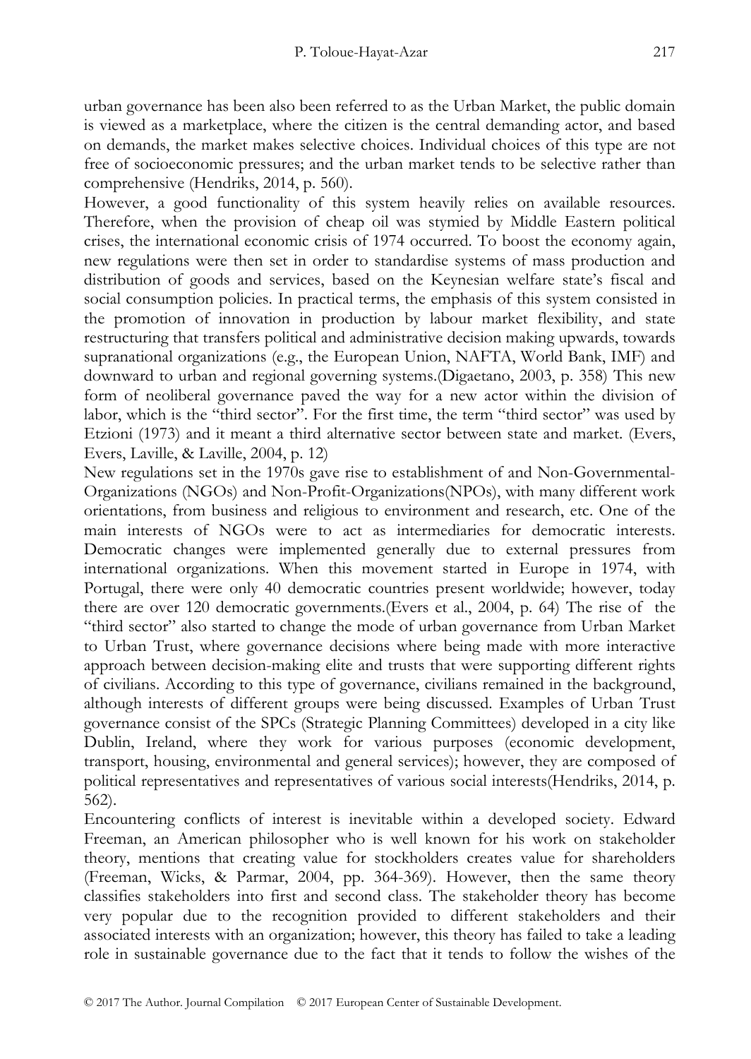urban governance has been also been referred to as the Urban Market, the public domain is viewed as a marketplace, where the citizen is the central demanding actor, and based on demands, the market makes selective choices. Individual choices of this type are not free of socioeconomic pressures; and the urban market tends to be selective rather than comprehensive (Hendriks, 2014, p. 560).

However, a good functionality of this system heavily relies on available resources. Therefore, when the provision of cheap oil was stymied by Middle Eastern political crises, the international economic crisis of 1974 occurred. To boost the economy again, new regulations were then set in order to standardise systems of mass production and distribution of goods and services, based on the Keynesian welfare state's fiscal and social consumption policies. In practical terms, the emphasis of this system consisted in the promotion of innovation in production by labour market flexibility, and state restructuring that transfers political and administrative decision making upwards, towards supranational organizations (e.g., the European Union, NAFTA, World Bank, IMF) and downward to urban and regional governing systems.(Digaetano, 2003, p. 358) This new form of neoliberal governance paved the way for a new actor within the division of labor, which is the "third sector". For the first time, the term "third sector" was used by Etzioni (1973) and it meant a third alternative sector between state and market. (Evers, Evers, Laville, & Laville, 2004, p. 12)

New regulations set in the 1970s gave rise to establishment of and Non-Governmental-Organizations (NGOs) and Non-Profit-Organizations(NPOs), with many different work orientations, from business and religious to environment and research, etc. One of the main interests of NGOs were to act as intermediaries for democratic interests. Democratic changes were implemented generally due to external pressures from international organizations. When this movement started in Europe in 1974, with Portugal, there were only 40 democratic countries present worldwide; however, today there are over 120 democratic governments.(Evers et al., 2004, p. 64) The rise of the "third sector" also started to change the mode of urban governance from Urban Market to Urban Trust, where governance decisions where being made with more interactive approach between decision-making elite and trusts that were supporting different rights of civilians. According to this type of governance, civilians remained in the background, although interests of different groups were being discussed. Examples of Urban Trust governance consist of the SPCs (Strategic Planning Committees) developed in a city like Dublin, Ireland, where they work for various purposes (economic development, transport, housing, environmental and general services); however, they are composed of political representatives and representatives of various social interests(Hendriks, 2014, p. 562).

Encountering conflicts of interest is inevitable within a developed society. Edward Freeman, an American philosopher who is well known for his work on stakeholder theory, mentions that creating value for stockholders creates value for shareholders (Freeman, Wicks, & Parmar, 2004, pp. 364-369). However, then the same theory classifies stakeholders into first and second class. The stakeholder theory has become very popular due to the recognition provided to different stakeholders and their associated interests with an organization; however, this theory has failed to take a leading role in sustainable governance due to the fact that it tends to follow the wishes of the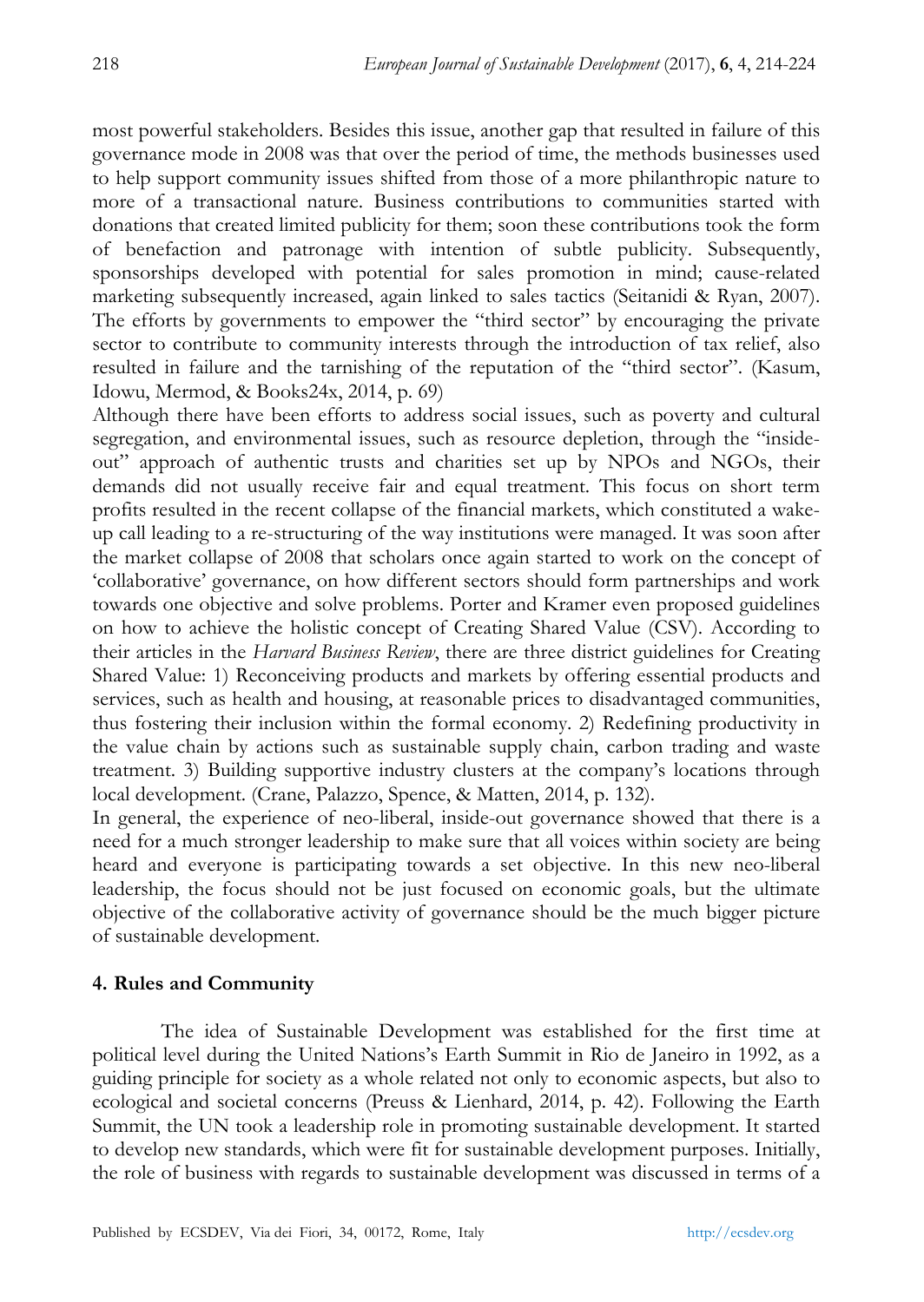most powerful stakeholders. Besides this issue, another gap that resulted in failure of this governance mode in 2008 was that over the period of time, the methods businesses used to help support community issues shifted from those of a more philanthropic nature to more of a transactional nature. Business contributions to communities started with donations that created limited publicity for them; soon these contributions took the form of benefaction and patronage with intention of subtle publicity. Subsequently, sponsorships developed with potential for sales promotion in mind; cause-related marketing subsequently increased, again linked to sales tactics (Seitanidi & Ryan, 2007). The efforts by governments to empower the "third sector" by encouraging the private sector to contribute to community interests through the introduction of tax relief, also resulted in failure and the tarnishing of the reputation of the "third sector". (Kasum, Idowu, Mermod, & Books24x, 2014, p. 69)

Although there have been efforts to address social issues, such as poverty and cultural segregation, and environmental issues, such as resource depletion, through the "inside-out" approach of authentic trusts and charities set up by NPOs and NGOs, their demands did not usually receive fair and equal treatment. This focus on short term profits resulted in the recent collapse of the financial markets, which constituted a wake-up call leading to a re-structuring of the way institutions were managed. It was soon after the market collapse of 2008 that scholars once again started to work on the concept of 'collaborative' governance, on how different sectors should form partnerships and work towards one objective and solve problems. Porter and Kramer even proposed guidelines on how to achieve the holistic concept of Creating Shared Value (CSV). According to their articles in the *Harvard Business Review*, there are three district guidelines for Creating Shared Value: 1) Reconceiving products and markets by offering essential products and services, such as health and housing, at reasonable prices to disadvantaged communities, thus fostering their inclusion within the formal economy. 2) Redefining productivity in the value chain by actions such as sustainable supply chain, carbon trading and waste treatment. 3) Building supportive industry clusters at the company's locations through local development. (Crane, Palazzo, Spence, & Matten, 2014, p. 132).

In general, the experience of neo-liberal, inside-out governance showed that there is a need for a much stronger leadership to make sure that all voices within society are being heard and everyone is participating towards a set objective. In this new neo-liberal leadership, the focus should not be just focused on economic goals, but the ultimate objective of the collaborative activity of governance should be the much bigger picture of sustainable development.

## 4. Rules and Community

The idea of Sustainable Development was established for the first time at political level during the United Nations's Earth Summit in Rio de Janeiro in 1992, as a guiding principle for society as a whole related not only to economic aspects, but also to ecological and societal concerns (Preuss & Lienhard, 2014, p. 42). Following the Earth Summit, the UN took a leadership role in promoting sustainable development. It started to develop new standards, which were fit for sustainable development purposes. Initially, the role of business with regards to sustainable development was discussed in terms of a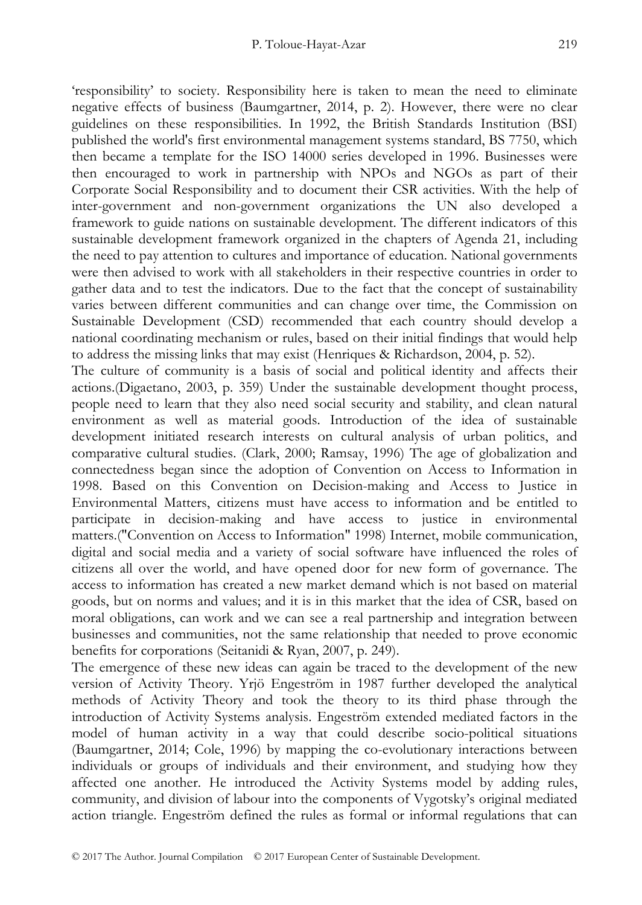'responsibility' to society. Responsibility here is taken to mean the need to eliminate negative effects of business (Baumgartner, 2014, p. 2). However, there were no clear guidelines on these responsibilities. In 1992, the British Standards Institution (BSI) published the world's first environmental management systems standard, BS 7750, which then became a template for the ISO 14000 series developed in 1996. Businesses were then encouraged to work in partnership with NPOs and NGOs as part of their Corporate Social Responsibility and to document their CSR activities. With the help of inter-government and non-government organizations the UN also developed a framework to guide nations on sustainable development. The different indicators of this sustainable development framework organized in the chapters of Agenda 21, including the need to pay attention to cultures and importance of education. National governments were then advised to work with all stakeholders in their respective countries in order to gather data and to test the indicators. Due to the fact that the concept of sustainability varies between different communities and can change over time, the Commission on Sustainable Development (CSD) recommended that each country should develop a national coordinating mechanism or rules, based on their initial findings that would help to address the missing links that may exist (Henriques & Richardson, 2004, p. 52).

The culture of community is a basis of social and political identity and affects their actions.(Digaetano, 2003, p. 359) Under the sustainable development thought process, people need to learn that they also need social security and stability, and clean natural environment as well as material goods. Introduction of the idea of sustainable development initiated research interests on cultural analysis of urban politics, and comparative cultural studies. (Clark, 2000; Ramsay, 1996) The age of globalization and connectedness began since the adoption of Convention on Access to Information in 1998. Based on this Convention on Decision-making and Access to Justice in Environmental Matters, citizens must have access to information and be entitled to participate in decision-making and have access to justice in environmental matters.("Convention on Access to Information" 1998) Internet, mobile communication, digital and social media and a variety of social software have influenced the roles of citizens all over the world, and have opened door for new form of governance. The access to information has created a new market demand which is not based on material goods, but on norms and values; and it is in this market that the idea of CSR, based on moral obligations, can work and we can see a real partnership and integration between businesses and communities, not the same relationship that needed to prove economic benefits for corporations (Seitanidi & Ryan, 2007, p. 249).

The emergence of these new ideas can again be traced to the development of the new version of Activity Theory. Yrjö Engeström in 1987 further developed the analytical methods of Activity Theory and took the theory to its third phase through the introduction of Activity Systems analysis. Engeström extended mediated factors in the model of human activity in a way that could describe socio-political situations (Baumgartner, 2014; Cole, 1996) by mapping the co-evolutionary interactions between individuals or groups of individuals and their environment, and studying how they affected one another. He introduced the Activity Systems model by adding rules, community, and division of labour into the components of Vygotsky's original mediated action triangle. Engeström defined the rules as formal or informal regulations that can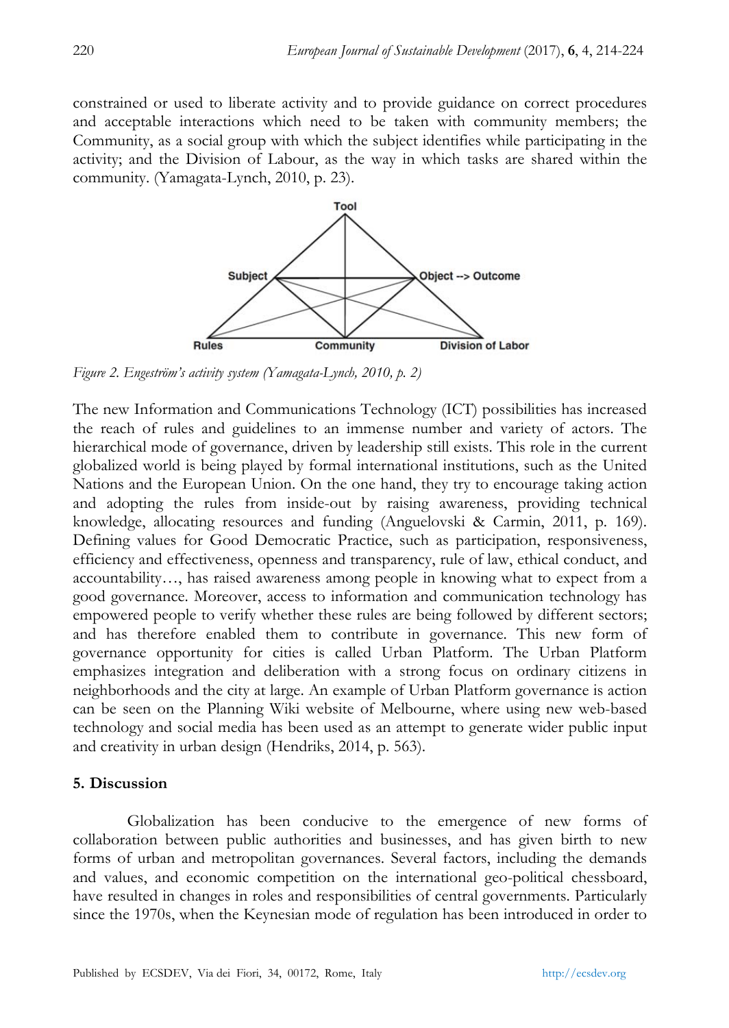constrained or used to liberate activity and to provide guidance on correct procedures and acceptable interactions which need to be taken with community members; the Community, as a social group with which the subject identifies while participating in the activity; and the Division of Labour, as the way in which tasks are shared within the community. (Yamagata-Lynch, 2010, p. 23).

Tool

Subject

Object --> Outcome

Rules

Community

Division of Labor

*Figure 2. Engeström's activity system (Yamagata-Lynch, 2010, p. 2)*

The new Information and Communications Technology (ICT) possibilities has increased the reach of rules and guidelines to an immense number and variety of actors. The hierarchical mode of governance, driven by leadership still exists. This role in the current globalized world is being played by formal international institutions, such as the United Nations and the European Union. On the one hand, they try to encourage taking action and adopting the rules from inside-out by raising awareness, providing technical knowledge, allocating resources and funding (Anguelovski & Carmin, 2011, p. 169). Defining values for Good Democratic Practice, such as participation, responsiveness, efficiency and effectiveness, openness and transparency, rule of law, ethical conduct, and accountability…, has raised awareness among people in knowing what to expect from a good governance. Moreover, access to information and communication technology has empowered people to verify whether these rules are being followed by different sectors; and has therefore enabled them to contribute in governance. This new form of governance opportunity for cities is called Urban Platform. The Urban Platform emphasizes integration and deliberation with a strong focus on ordinary citizens in neighborhoods and the city at large. An example of Urban Platform governance is action can be seen on the Planning Wiki website of Melbourne, where using new web-based technology and social media has been used as an attempt to generate wider public input and creativity in urban design (Hendriks, 2014, p. 563).

## 5. Discussion

Globalization has been conducive to the emergence of new forms of collaboration between public authorities and businesses, and has given birth to new forms of urban and metropolitan governances. Several factors, including the demands and values, and economic competition on the international geo-political chessboard, have resulted in changes in roles and responsibilities of central governments. Particularly since the 1970s, when the Keynesian mode of regulation has been introduced in order to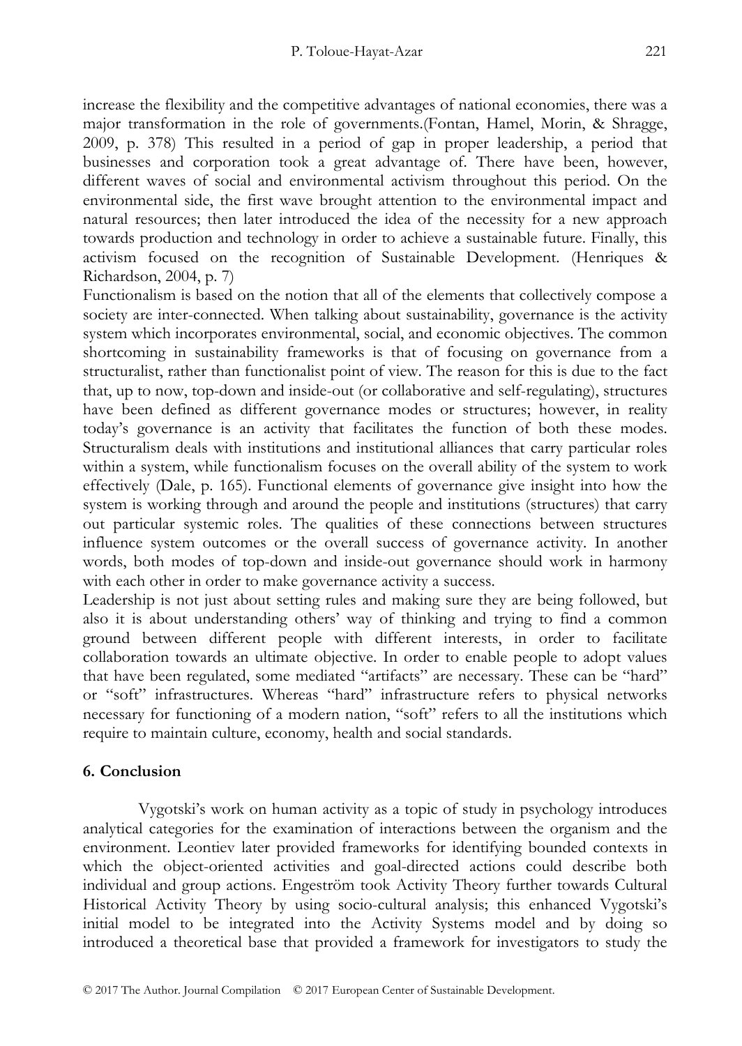increase the flexibility and the competitive advantages of national economies, there was a major transformation in the role of governments.(Fontan, Hamel, Morin, & Shragge, 2009, p. 378) This resulted in a period of gap in proper leadership, a period that businesses and corporation took a great advantage of. There have been, however, different waves of social and environmental activism throughout this period. On the environmental side, the first wave brought attention to the environmental impact and natural resources; then later introduced the idea of the necessity for a new approach towards production and technology in order to achieve a sustainable future. Finally, this activism focused on the recognition of Sustainable Development. (Henriques & Richardson, 2004, p. 7)

Functionalism is based on the notion that all of the elements that collectively compose a society are inter-connected. When talking about sustainability, governance is the activity system which incorporates environmental, social, and economic objectives. The common shortcoming in sustainability frameworks is that of focusing on governance from a structuralist, rather than functionalist point of view. The reason for this is due to the fact that, up to now, top-down and inside-out (or collaborative and self-regulating), structures have been defined as different governance modes or structures; however, in reality today's governance is an activity that facilitates the function of both these modes. Structuralism deals with institutions and institutional alliances that carry particular roles within a system, while functionalism focuses on the overall ability of the system to work effectively (Dale, p. 165). Functional elements of governance give insight into how the system is working through and around the people and institutions (structures) that carry out particular systemic roles. The qualities of these connections between structures influence system outcomes or the overall success of governance activity. In another words, both modes of top-down and inside-out governance should work in harmony with each other in order to make governance activity a success.

Leadership is not just about setting rules and making sure they are being followed, but also it is about understanding others' way of thinking and trying to find a common ground between different people with different interests, in order to facilitate collaboration towards an ultimate objective. In order to enable people to adopt values that have been regulated, some mediated "artifacts" are necessary. These can be "hard" or "soft" infrastructures. Whereas "hard" infrastructure refers to physical networks necessary for functioning of a modern nation, "soft" refers to all the institutions which require to maintain culture, economy, health and social standards.

## 6. Conclusion

Vygotski's work on human activity as a topic of study in psychology introduces analytical categories for the examination of interactions between the organism and the environment. Leontiev later provided frameworks for identifying bounded contexts in which the object-oriented activities and goal-directed actions could describe both individual and group actions. Engeström took Activity Theory further towards Cultural Historical Activity Theory by using socio-cultural analysis; this enhanced Vygotski's initial model to be integrated into the Activity Systems model and by doing so introduced a theoretical base that provided a framework for investigators to study the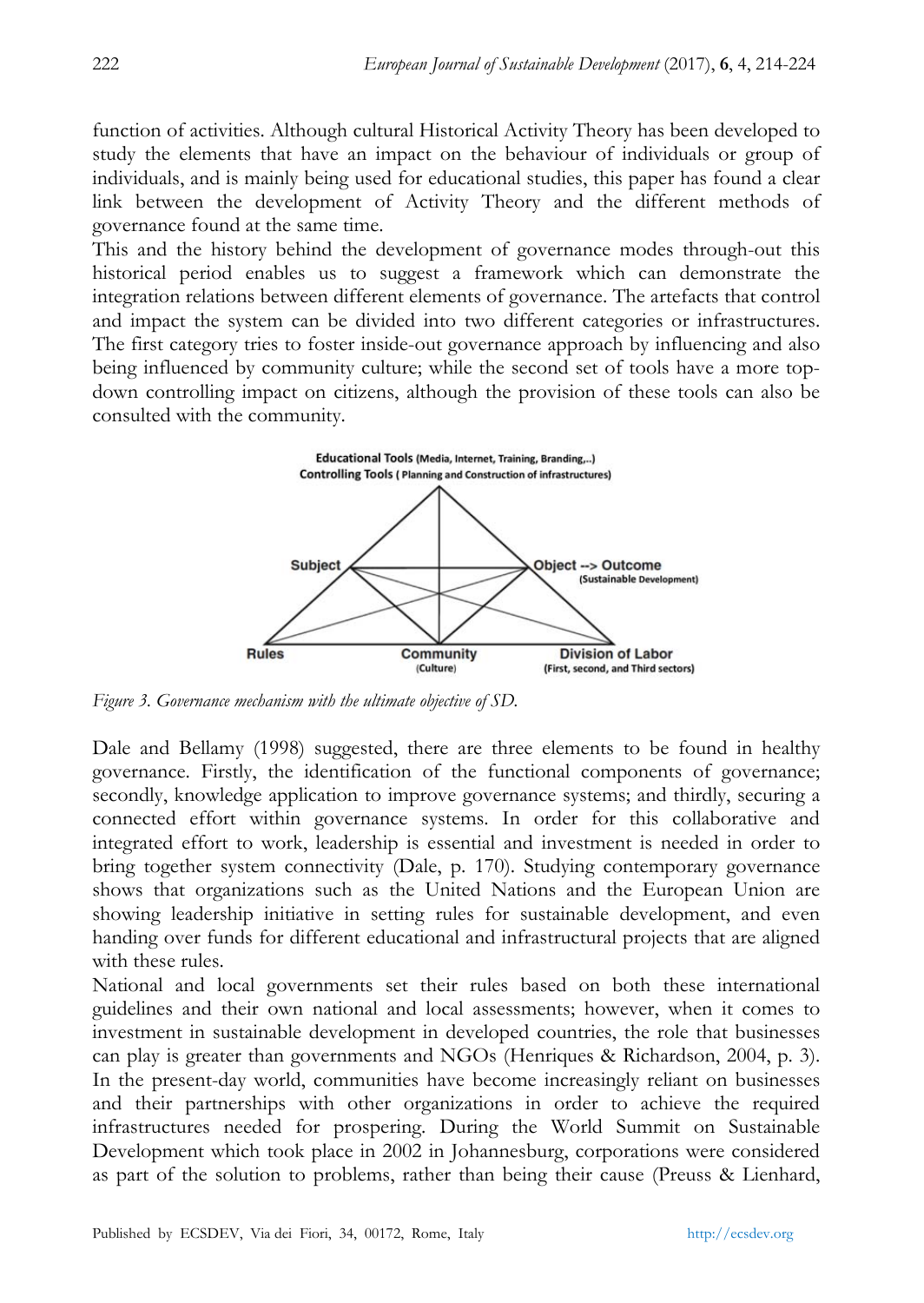function of activities. Although cultural Historical Activity Theory has been developed to study the elements that have an impact on the behaviour of individuals or group of individuals, and is mainly being used for educational studies, this paper has found a clear link between the development of Activity Theory and the different methods of governance found at the same time.

This and the history behind the development of governance modes through-out this historical period enables us to suggest a framework which can demonstrate the integration relations between different elements of governance. The artefacts that control and impact the system can be divided into two different categories or infrastructures. The first category tries to foster inside-out governance approach by influencing and also being influenced by community culture; while the second set of tools have a more top-down controlling impact on citizens, although the provision of these tools can also be consulted with the community.

**Educational Tools** (Media, Internet, Training, Branding,..)
**Controlling Tools** ( Planning and Construction of infrastructures)

Subject — Object --> Outcome (Sustainable Development)

Rules — Community (Culture) — Division of Labor (First, second, and Third sectors)

*Figure 3. Governance mechanism with the ultimate objective of SD.*

Dale and Bellamy (1998) suggested, there are three elements to be found in healthy governance. Firstly, the identification of the functional components of governance; secondly, knowledge application to improve governance systems; and thirdly, securing a connected effort within governance systems. In order for this collaborative and integrated effort to work, leadership is essential and investment is needed in order to bring together system connectivity (Dale, p. 170). Studying contemporary governance shows that organizations such as the United Nations and the European Union are showing leadership initiative in setting rules for sustainable development, and even handing over funds for different educational and infrastructural projects that are aligned with these rules.

National and local governments set their rules based on both these international guidelines and their own national and local assessments; however, when it comes to investment in sustainable development in developed countries, the role that businesses can play is greater than governments and NGOs (Henriques & Richardson, 2004, p. 3). In the present-day world, communities have become increasingly reliant on businesses and their partnerships with other organizations in order to achieve the required infrastructures needed for prospering. During the World Summit on Sustainable Development which took place in 2002 in Johannesburg, corporations were considered as part of the solution to problems, rather than being their cause (Preuss & Lienhard,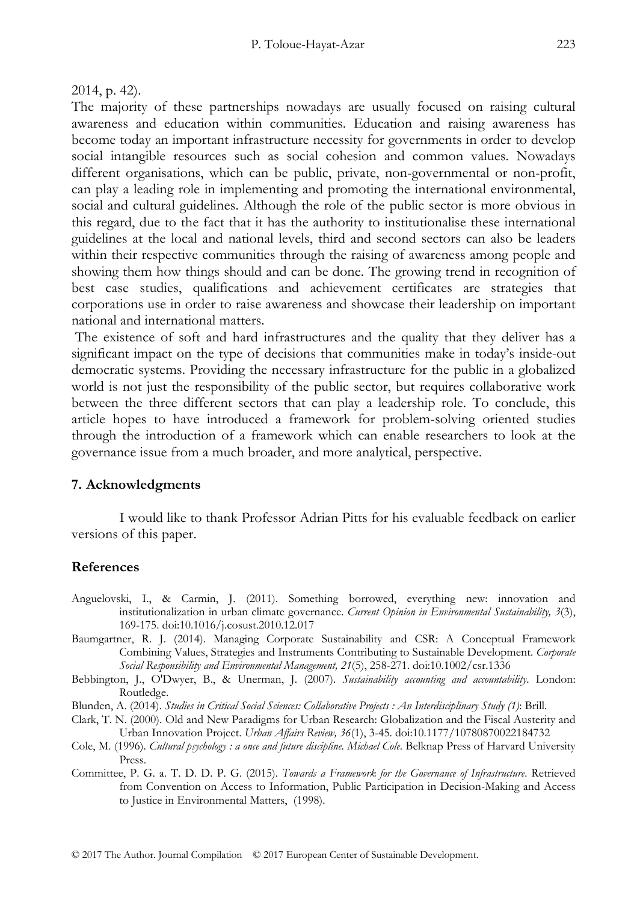2014, p. 42).

The majority of these partnerships nowadays are usually focused on raising cultural awareness and education within communities. Education and raising awareness has become today an important infrastructure necessity for governments in order to develop social intangible resources such as social cohesion and common values. Nowadays different organisations, which can be public, private, non-governmental or non-profit, can play a leading role in implementing and promoting the international environmental, social and cultural guidelines. Although the role of the public sector is more obvious in this regard, due to the fact that it has the authority to institutionalise these international guidelines at the local and national levels, third and second sectors can also be leaders within their respective communities through the raising of awareness among people and showing them how things should and can be done. The growing trend in recognition of best case studies, qualifications and achievement certificates are strategies that corporations use in order to raise awareness and showcase their leadership on important national and international matters.

The existence of soft and hard infrastructures and the quality that they deliver has a significant impact on the type of decisions that communities make in today's inside-out democratic systems. Providing the necessary infrastructure for the public in a globalized world is not just the responsibility of the public sector, but requires collaborative work between the three different sectors that can play a leadership role. To conclude, this article hopes to have introduced a framework for problem-solving oriented studies through the introduction of a framework which can enable researchers to look at the governance issue from a much broader, and more analytical, perspective.

## 7. Acknowledgments

I would like to thank Professor Adrian Pitts for his evaluable feedback on earlier versions of this paper.

## References

Anguelovski, I., & Carmin, J. (2011). Something borrowed, everything new: innovation and institutionalization in urban climate governance. *Current Opinion in Environmental Sustainability, 3*(3), 169-175. doi:10.1016/j.cosust.2010.12.017

Baumgartner, R. J. (2014). Managing Corporate Sustainability and CSR: A Conceptual Framework Combining Values, Strategies and Instruments Contributing to Sustainable Development. *Corporate Social Responsibility and Environmental Management, 21*(5), 258-271. doi:10.1002/csr.1336

Bebbington, J., O'Dwyer, B., & Unerman, J. (2007). *Sustainability accounting and accountability*. London: Routledge.

Blunden, A. (2014). *Studies in Critical Social Sciences: Collaborative Projects : An Interdisciplinary Study (1)*: Brill.

Clark, T. N. (2000). Old and New Paradigms for Urban Research: Globalization and the Fiscal Austerity and Urban Innovation Project. *Urban Affairs Review, 36*(1), 3-45. doi:10.1177/10780870022184732

Cole, M. (1996). *Cultural psychology : a once and future discipline. Michael Cole*. Belknap Press of Harvard University Press.

Committee, P. G. a. T. D. D. P. G. (2015). *Towards a Framework for the Governance of Infrastructure*. Retrieved from Convention on Access to Information, Public Participation in Decision-Making and Access to Justice in Environmental Matters, (1998).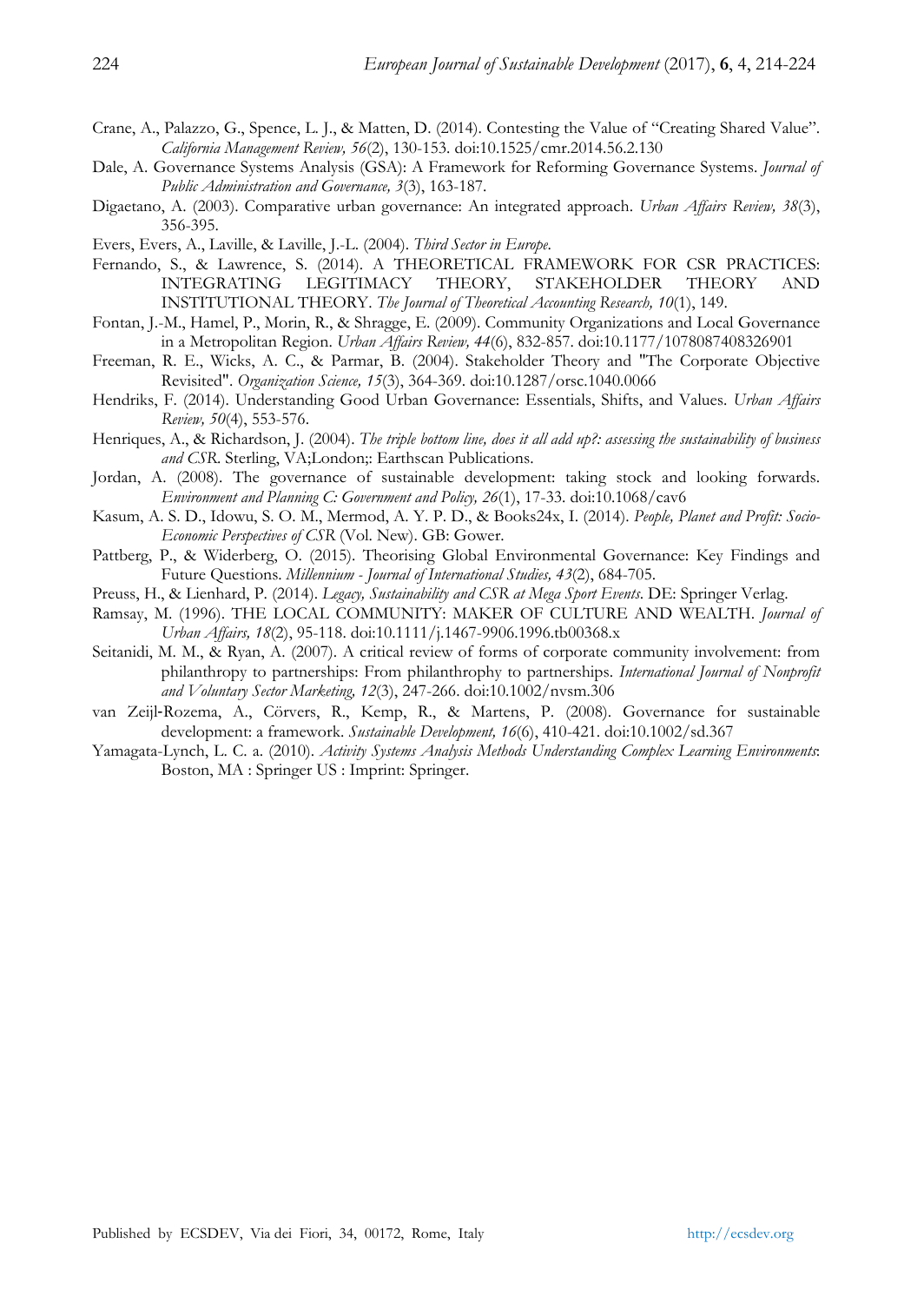Crane, A., Palazzo, G., Spence, L. J., & Matten, D. (2014). Contesting the Value of "Creating Shared Value". *California Management Review, 56*(2), 130-153. doi:10.1525/cmr.2014.56.2.130

Dale, A. Governance Systems Analysis (GSA): A Framework for Reforming Governance Systems. *Journal of Public Administration and Governance, 3*(3), 163-187.

Digaetano, A. (2003). Comparative urban governance: An integrated approach. *Urban Affairs Review, 38*(3), 356-395.

Evers, Evers, A., Laville, & Laville, J.-L. (2004). *Third Sector in Europe*.

Fernando, S., & Lawrence, S. (2014). A THEORETICAL FRAMEWORK FOR CSR PRACTICES: INTEGRATING LEGITIMACY THEORY, STAKEHOLDER THEORY AND INSTITUTIONAL THEORY. *The Journal of Theoretical Accounting Research, 10*(1), 149.

Fontan, J.-M., Hamel, P., Morin, R., & Shragge, E. (2009). Community Organizations and Local Governance in a Metropolitan Region. *Urban Affairs Review, 44*(6), 832-857. doi:10.1177/1078087408326901

Freeman, R. E., Wicks, A. C., & Parmar, B. (2004). Stakeholder Theory and "The Corporate Objective Revisited". *Organization Science, 15*(3), 364-369. doi:10.1287/orsc.1040.0066

Hendriks, F. (2014). Understanding Good Urban Governance: Essentials, Shifts, and Values. *Urban Affairs Review, 50*(4), 553-576.

Henriques, A., & Richardson, J. (2004). *The triple bottom line, does it all add up?: assessing the sustainability of business and CSR*. Sterling, VA;London;: Earthscan Publications.

Jordan, A. (2008). The governance of sustainable development: taking stock and looking forwards. *Environment and Planning C: Government and Policy, 26*(1), 17-33. doi:10.1068/cav6

Kasum, A. S. D., Idowu, S. O. M., Mermod, A. Y. P. D., & Books24x, I. (2014). *People, Planet and Profit: Socio-Economic Perspectives of CSR* (Vol. New). GB: Gower.

Pattberg, P., & Widerberg, O. (2015). Theorising Global Environmental Governance: Key Findings and Future Questions. *Millennium - Journal of International Studies, 43*(2), 684-705.

Preuss, H., & Lienhard, P. (2014). *Legacy, Sustainability and CSR at Mega Sport Events*. DE: Springer Verlag.

Ramsay, M. (1996). THE LOCAL COMMUNITY: MAKER OF CULTURE AND WEALTH. *Journal of Urban Affairs, 18*(2), 95-118. doi:10.1111/j.1467-9906.1996.tb00368.x

Seitanidi, M. M., & Ryan, A. (2007). A critical review of forms of corporate community involvement: from philanthropy to partnerships: From philanthrophy to partnerships. *International Journal of Nonprofit and Voluntary Sector Marketing, 12*(3), 247-266. doi:10.1002/nvsm.306

van Zeijl-Rozema, A., Cörvers, R., Kemp, R., & Martens, P. (2008). Governance for sustainable development: a framework. *Sustainable Development, 16*(6), 410-421. doi:10.1002/sd.367

Yamagata-Lynch, L. C. a. (2010). *Activity Systems Analysis Methods Understanding Complex Learning Environments*: Boston, MA : Springer US : Imprint: Springer.